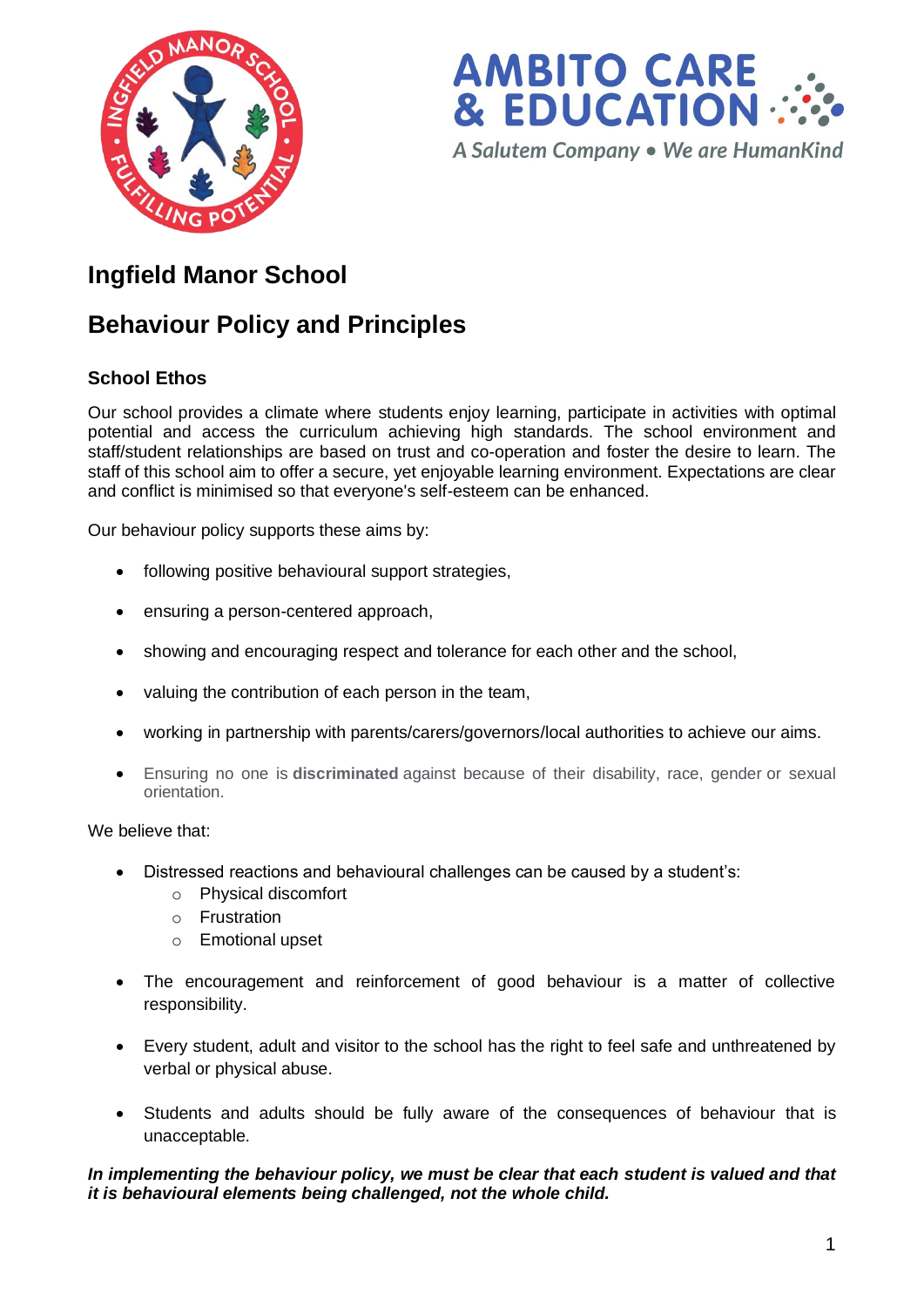# Ingfield Manor School

## Behaviour Policy and Principles

### School Ethos

Our school provides a climate where students enjoy learning, participate in activities with optimal potential and access the curriculum achieving high standards. The school environment and staff/student relationships are based on trust and co-operation and foster the desire to learn. The staff of this school aim to offer a secure, yet enjoyable learning environment. Expectations are clear and conflict is minimised so that everyone's self-esteem can be enhanced.

Our behaviour policy supports these aims by:

- following positive behavioural support strategies,
- ensuring a person-centered approach,
- showing and encouraging respect and tolerance for each other and the school,
- valuing the contribution of each person in the team,
- working in partnership with parents/carers/governors/local authorities to achieve our aims.
- Ensuring no one is **discriminated** against because of their disability, race, gender or sexual orientation.

We believe that:

- Distressed reactions and behavioural challenges can be caused by a student's:
  - Physical discomfort
  - Frustration
  - Emotional upset
- The encouragement and reinforcement of good behaviour is a matter of collective responsibility.
- Every student, adult and visitor to the school has the right to feel safe and unthreatened by verbal or physical abuse.
- Students and adults should be fully aware of the consequences of behaviour that is unacceptable.

***In implementing the behaviour policy, we must be clear that each student is valued and that it is behavioural elements being challenged, not the whole child.***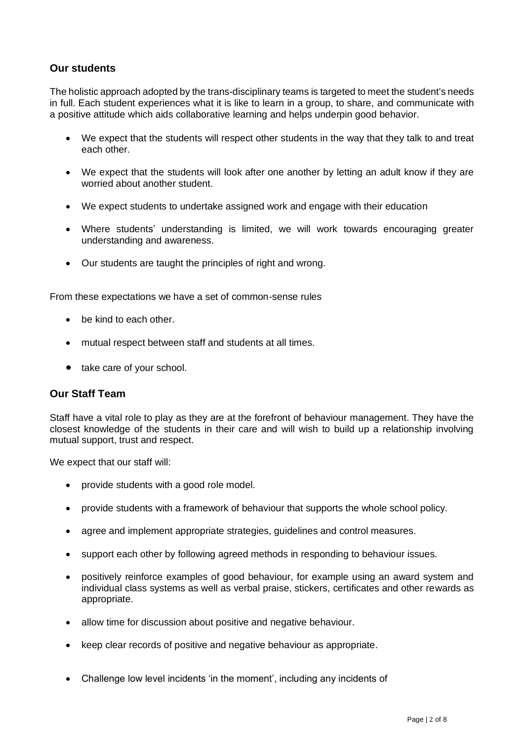## Our students

The holistic approach adopted by the trans-disciplinary teams is targeted to meet the student's needs in full. Each student experiences what it is like to learn in a group, to share, and communicate with a positive attitude which aids collaborative learning and helps underpin good behavior.

- We expect that the students will respect other students in the way that they talk to and treat each other.
- We expect that the students will look after one another by letting an adult know if they are worried about another student.
- We expect students to undertake assigned work and engage with their education
- Where students' understanding is limited, we will work towards encouraging greater understanding and awareness.
- Our students are taught the principles of right and wrong.

From these expectations we have a set of common-sense rules

- be kind to each other.
- mutual respect between staff and students at all times.
- take care of your school.

## Our Staff Team

Staff have a vital role to play as they are at the forefront of behaviour management. They have the closest knowledge of the students in their care and will wish to build up a relationship involving mutual support, trust and respect.

We expect that our staff will:

- provide students with a good role model.
- provide students with a framework of behaviour that supports the whole school policy.
- agree and implement appropriate strategies, guidelines and control measures.
- support each other by following agreed methods in responding to behaviour issues.
- positively reinforce examples of good behaviour, for example using an award system and individual class systems as well as verbal praise, stickers, certificates and other rewards as appropriate.
- allow time for discussion about positive and negative behaviour.
- keep clear records of positive and negative behaviour as appropriate.
- Challenge low level incidents 'in the moment', including any incidents of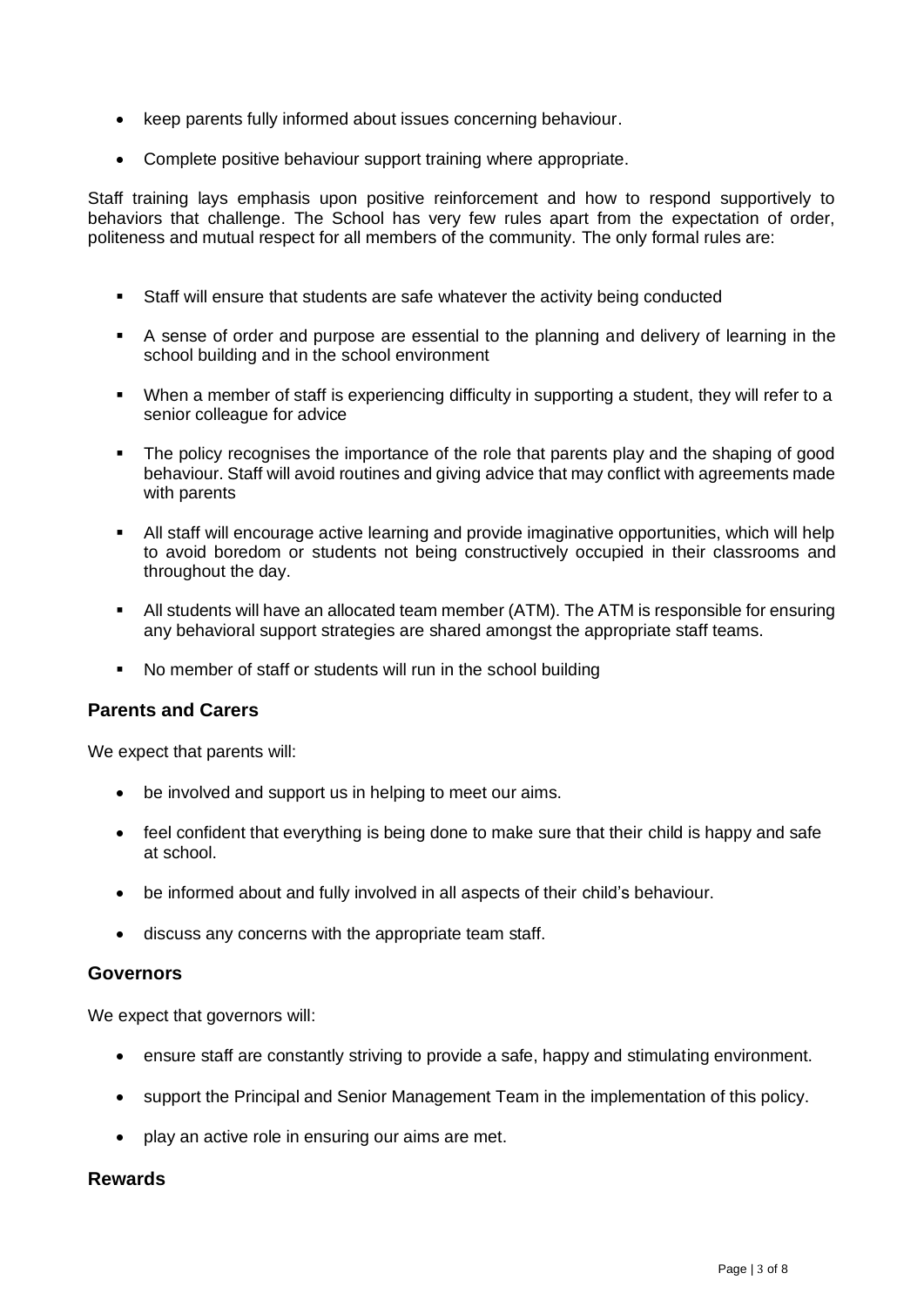- keep parents fully informed about issues concerning behaviour.
- Complete positive behaviour support training where appropriate.

Staff training lays emphasis upon positive reinforcement and how to respond supportively to behaviors that challenge. The School has very few rules apart from the expectation of order, politeness and mutual respect for all members of the community. The only formal rules are:

- Staff will ensure that students are safe whatever the activity being conducted
- A sense of order and purpose are essential to the planning and delivery of learning in the school building and in the school environment
- When a member of staff is experiencing difficulty in supporting a student, they will refer to a senior colleague for advice
- The policy recognises the importance of the role that parents play and the shaping of good behaviour. Staff will avoid routines and giving advice that may conflict with agreements made with parents
- All staff will encourage active learning and provide imaginative opportunities, which will help to avoid boredom or students not being constructively occupied in their classrooms and throughout the day.
- All students will have an allocated team member (ATM). The ATM is responsible for ensuring any behavioral support strategies are shared amongst the appropriate staff teams.
- No member of staff or students will run in the school building

## Parents and Carers

We expect that parents will:

- be involved and support us in helping to meet our aims.
- feel confident that everything is being done to make sure that their child is happy and safe at school.
- be informed about and fully involved in all aspects of their child's behaviour.
- discuss any concerns with the appropriate team staff.

## Governors

We expect that governors will:

- ensure staff are constantly striving to provide a safe, happy and stimulating environment.
- support the Principal and Senior Management Team in the implementation of this policy.
- play an active role in ensuring our aims are met.

## Rewards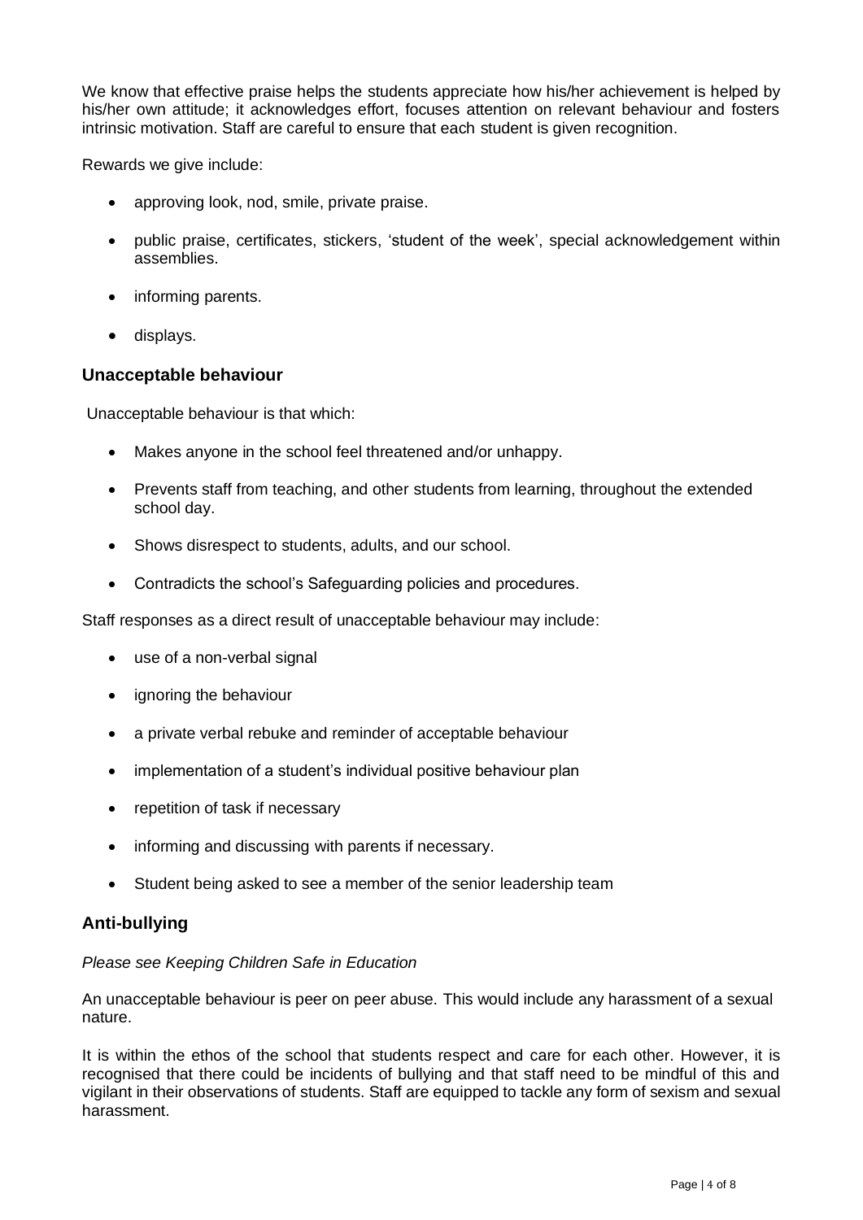We know that effective praise helps the students appreciate how his/her achievement is helped by his/her own attitude; it acknowledges effort, focuses attention on relevant behaviour and fosters intrinsic motivation. Staff are careful to ensure that each student is given recognition.

Rewards we give include:

- approving look, nod, smile, private praise.
- public praise, certificates, stickers, 'student of the week', special acknowledgement within assemblies.
- informing parents.
- displays.

### Unacceptable behaviour

Unacceptable behaviour is that which:

- Makes anyone in the school feel threatened and/or unhappy.
- Prevents staff from teaching, and other students from learning, throughout the extended school day.
- Shows disrespect to students, adults, and our school.
- Contradicts the school's Safeguarding policies and procedures.

Staff responses as a direct result of unacceptable behaviour may include:

- use of a non-verbal signal
- ignoring the behaviour
- a private verbal rebuke and reminder of acceptable behaviour
- implementation of a student's individual positive behaviour plan
- repetition of task if necessary
- informing and discussing with parents if necessary.
- Student being asked to see a member of the senior leadership team

### Anti-bullying

*Please see Keeping Children Safe in Education*

An unacceptable behaviour is peer on peer abuse. This would include any harassment of a sexual nature.

It is within the ethos of the school that students respect and care for each other. However, it is recognised that there could be incidents of bullying and that staff need to be mindful of this and vigilant in their observations of students. Staff are equipped to tackle any form of sexism and sexual harassment.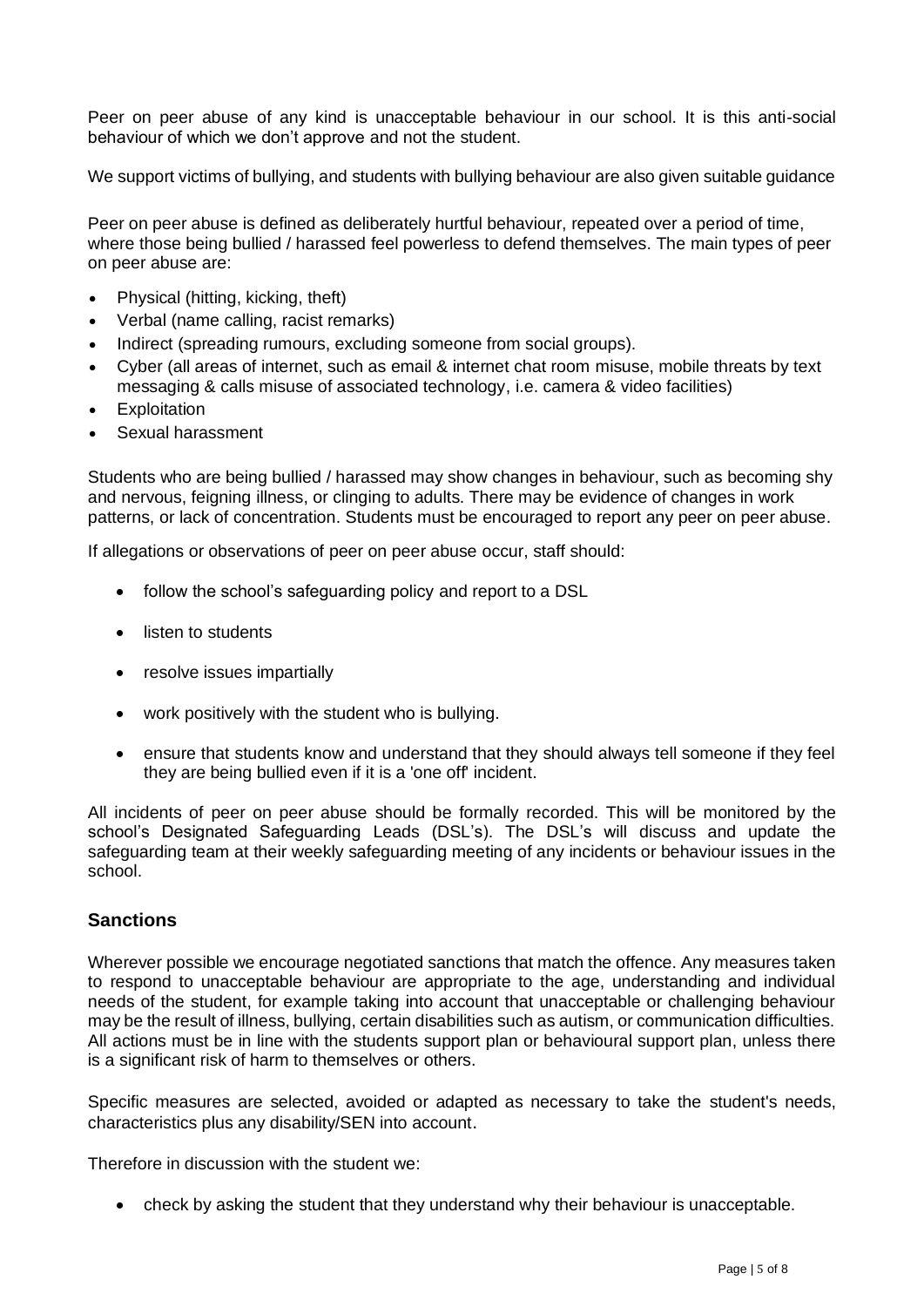Peer on peer abuse of any kind is unacceptable behaviour in our school. It is this anti-social behaviour of which we don't approve and not the student.

We support victims of bullying, and students with bullying behaviour are also given suitable guidance

Peer on peer abuse is defined as deliberately hurtful behaviour, repeated over a period of time, where those being bullied / harassed feel powerless to defend themselves. The main types of peer on peer abuse are:

- Physical (hitting, kicking, theft)
- Verbal (name calling, racist remarks)
- Indirect (spreading rumours, excluding someone from social groups).
- Cyber (all areas of internet, such as email & internet chat room misuse, mobile threats by text messaging & calls misuse of associated technology, i.e. camera & video facilities)
- Exploitation
- Sexual harassment

Students who are being bullied / harassed may show changes in behaviour, such as becoming shy and nervous, feigning illness, or clinging to adults. There may be evidence of changes in work patterns, or lack of concentration. Students must be encouraged to report any peer on peer abuse.

If allegations or observations of peer on peer abuse occur, staff should:

- follow the school's safeguarding policy and report to a DSL
- listen to students
- resolve issues impartially
- work positively with the student who is bullying.
- ensure that students know and understand that they should always tell someone if they feel they are being bullied even if it is a 'one off' incident.

All incidents of peer on peer abuse should be formally recorded. This will be monitored by the school's Designated Safeguarding Leads (DSL's). The DSL's will discuss and update the safeguarding team at their weekly safeguarding meeting of any incidents or behaviour issues in the school.

## Sanctions

Wherever possible we encourage negotiated sanctions that match the offence. Any measures taken to respond to unacceptable behaviour are appropriate to the age, understanding and individual needs of the student, for example taking into account that unacceptable or challenging behaviour may be the result of illness, bullying, certain disabilities such as autism, or communication difficulties. All actions must be in line with the students support plan or behavioural support plan, unless there is a significant risk of harm to themselves or others.

Specific measures are selected, avoided or adapted as necessary to take the student's needs, characteristics plus any disability/SEN into account.

Therefore in discussion with the student we:

- check by asking the student that they understand why their behaviour is unacceptable.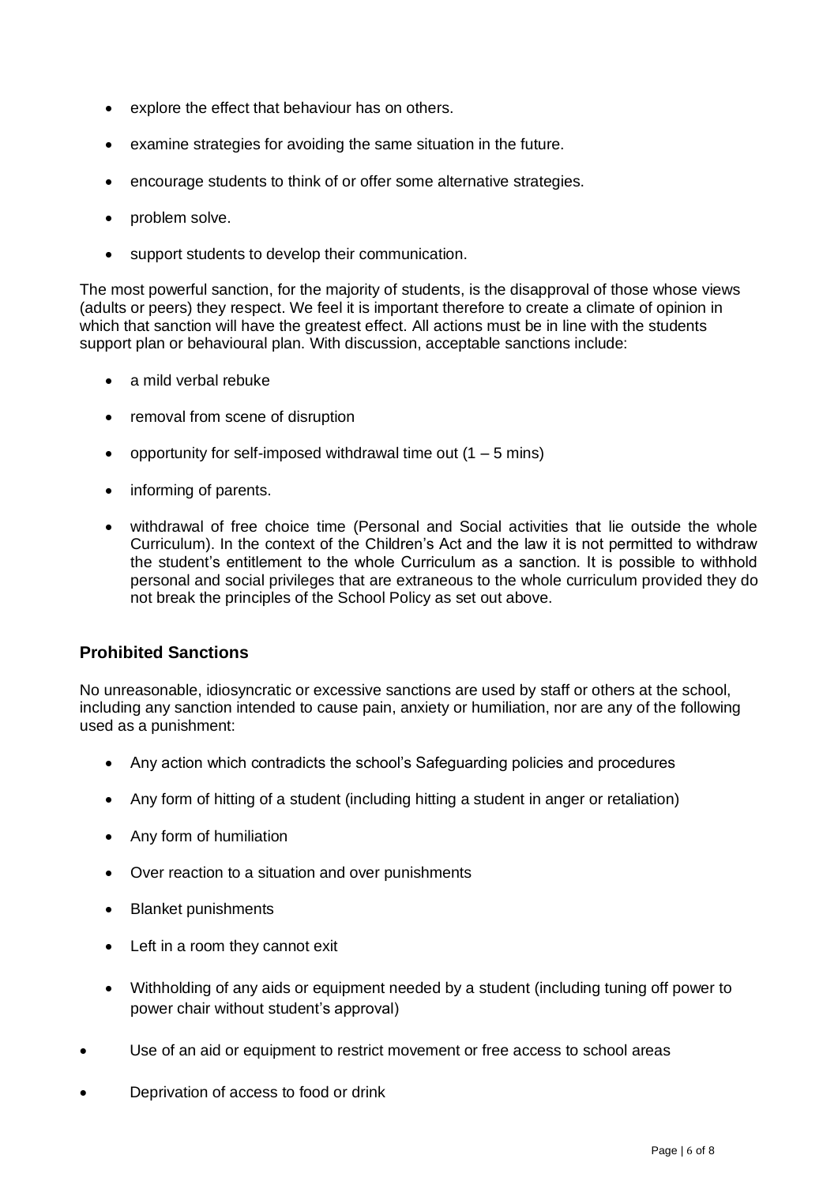- explore the effect that behaviour has on others.
- examine strategies for avoiding the same situation in the future.
- encourage students to think of or offer some alternative strategies.
- problem solve.
- support students to develop their communication.

The most powerful sanction, for the majority of students, is the disapproval of those whose views (adults or peers) they respect. We feel it is important therefore to create a climate of opinion in which that sanction will have the greatest effect. All actions must be in line with the students support plan or behavioural plan. With discussion, acceptable sanctions include:

- a mild verbal rebuke
- removal from scene of disruption
- opportunity for self-imposed withdrawal time out (1 – 5 mins)
- informing of parents.
- withdrawal of free choice time (Personal and Social activities that lie outside the whole Curriculum). In the context of the Children's Act and the law it is not permitted to withdraw the student's entitlement to the whole Curriculum as a sanction. It is possible to withhold personal and social privileges that are extraneous to the whole curriculum provided they do not break the principles of the School Policy as set out above.

## Prohibited Sanctions

No unreasonable, idiosyncratic or excessive sanctions are used by staff or others at the school, including any sanction intended to cause pain, anxiety or humiliation, nor are any of the following used as a punishment:

- Any action which contradicts the school's Safeguarding policies and procedures
- Any form of hitting of a student (including hitting a student in anger or retaliation)
- Any form of humiliation
- Over reaction to a situation and over punishments
- Blanket punishments
- Left in a room they cannot exit
- Withholding of any aids or equipment needed by a student (including tuning off power to power chair without student's approval)
- Use of an aid or equipment to restrict movement or free access to school areas
- Deprivation of access to food or drink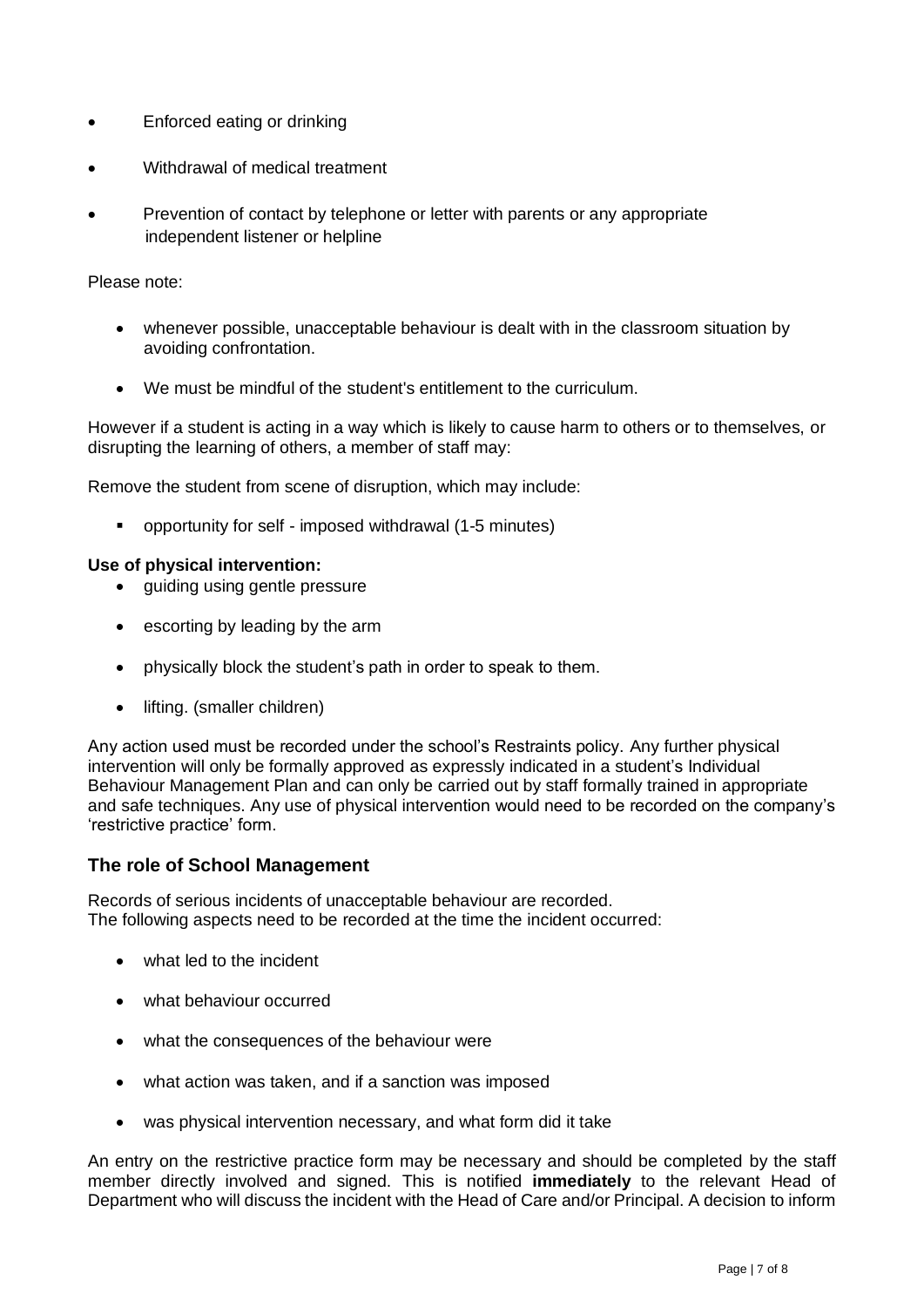- Enforced eating or drinking
- Withdrawal of medical treatment
- Prevention of contact by telephone or letter with parents or any appropriate independent listener or helpline

Please note:

- whenever possible, unacceptable behaviour is dealt with in the classroom situation by avoiding confrontation.
- We must be mindful of the student's entitlement to the curriculum.

However if a student is acting in a way which is likely to cause harm to others or to themselves, or disrupting the learning of others, a member of staff may:

Remove the student from scene of disruption, which may include:

- opportunity for self - imposed withdrawal (1-5 minutes)

**Use of physical intervention:**

- guiding using gentle pressure
- escorting by leading by the arm
- physically block the student's path in order to speak to them.
- lifting. (smaller children)

Any action used must be recorded under the school's Restraints policy. Any further physical intervention will only be formally approved as expressly indicated in a student's Individual Behaviour Management Plan and can only be carried out by staff formally trained in appropriate and safe techniques. Any use of physical intervention would need to be recorded on the company's 'restrictive practice' form.

## The role of School Management

Records of serious incidents of unacceptable behaviour are recorded.
The following aspects need to be recorded at the time the incident occurred:

- what led to the incident
- what behaviour occurred
- what the consequences of the behaviour were
- what action was taken, and if a sanction was imposed
- was physical intervention necessary, and what form did it take

An entry on the restrictive practice form may be necessary and should be completed by the staff member directly involved and signed. This is notified **immediately** to the relevant Head of Department who will discuss the incident with the Head of Care and/or Principal. A decision to inform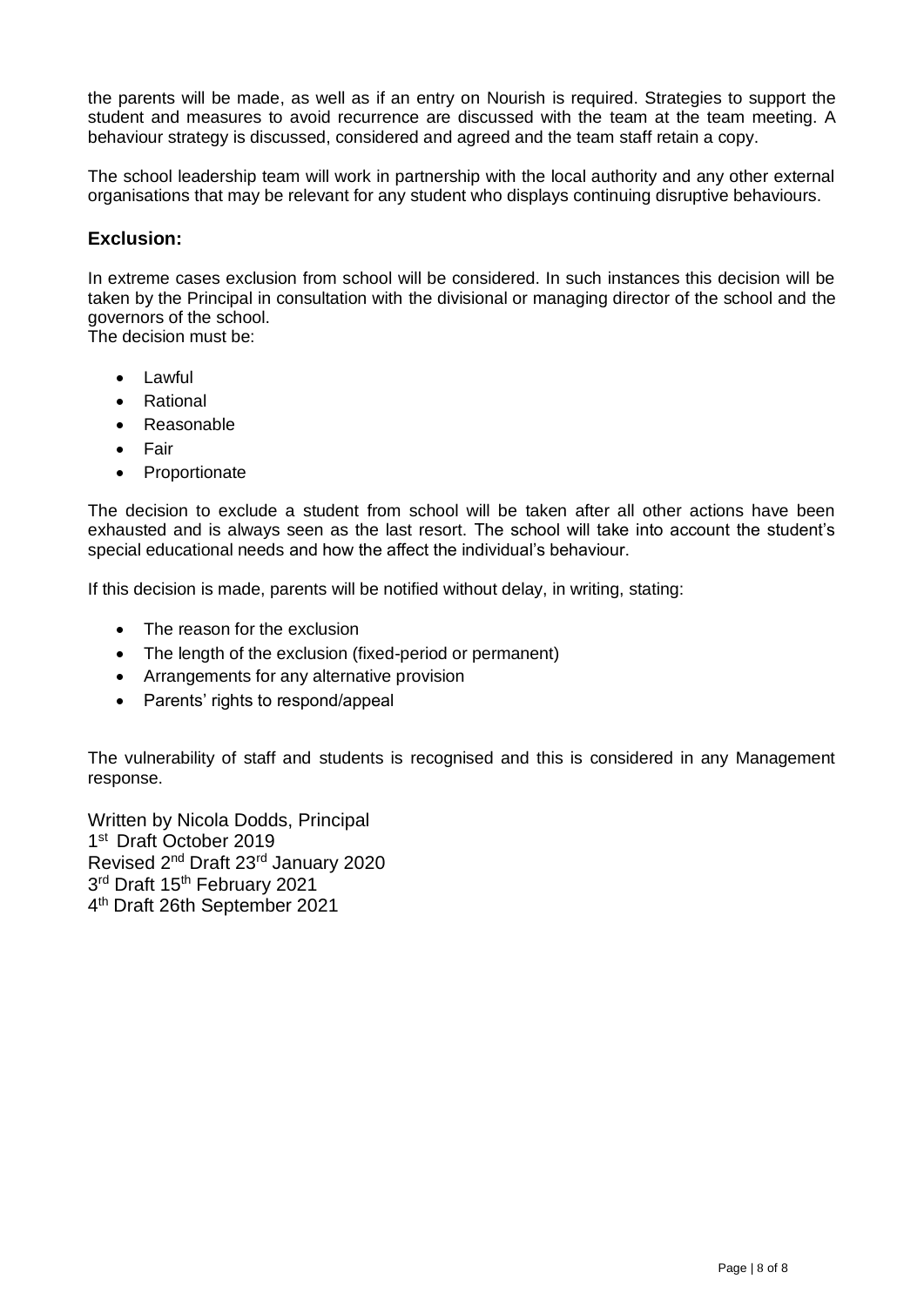the parents will be made, as well as if an entry on Nourish is required. Strategies to support the student and measures to avoid recurrence are discussed with the team at the team meeting. A behaviour strategy is discussed, considered and agreed and the team staff retain a copy.

The school leadership team will work in partnership with the local authority and any other external organisations that may be relevant for any student who displays continuing disruptive behaviours.

## Exclusion:

In extreme cases exclusion from school will be considered. In such instances this decision will be taken by the Principal in consultation with the divisional or managing director of the school and the governors of the school.
The decision must be:

- Lawful
- Rational
- Reasonable
- Fair
- Proportionate

The decision to exclude a student from school will be taken after all other actions have been exhausted and is always seen as the last resort. The school will take into account the student's special educational needs and how the affect the individual's behaviour.

If this decision is made, parents will be notified without delay, in writing, stating:

- The reason for the exclusion
- The length of the exclusion (fixed-period or permanent)
- Arrangements for any alternative provision
- Parents' rights to respond/appeal

The vulnerability of staff and students is recognised and this is considered in any Management response.

Written by Nicola Dodds, Principal
1st Draft October 2019
Revised 2nd Draft 23rd January 2020
3rd Draft 15th February 2021
4th Draft 26th September 2021